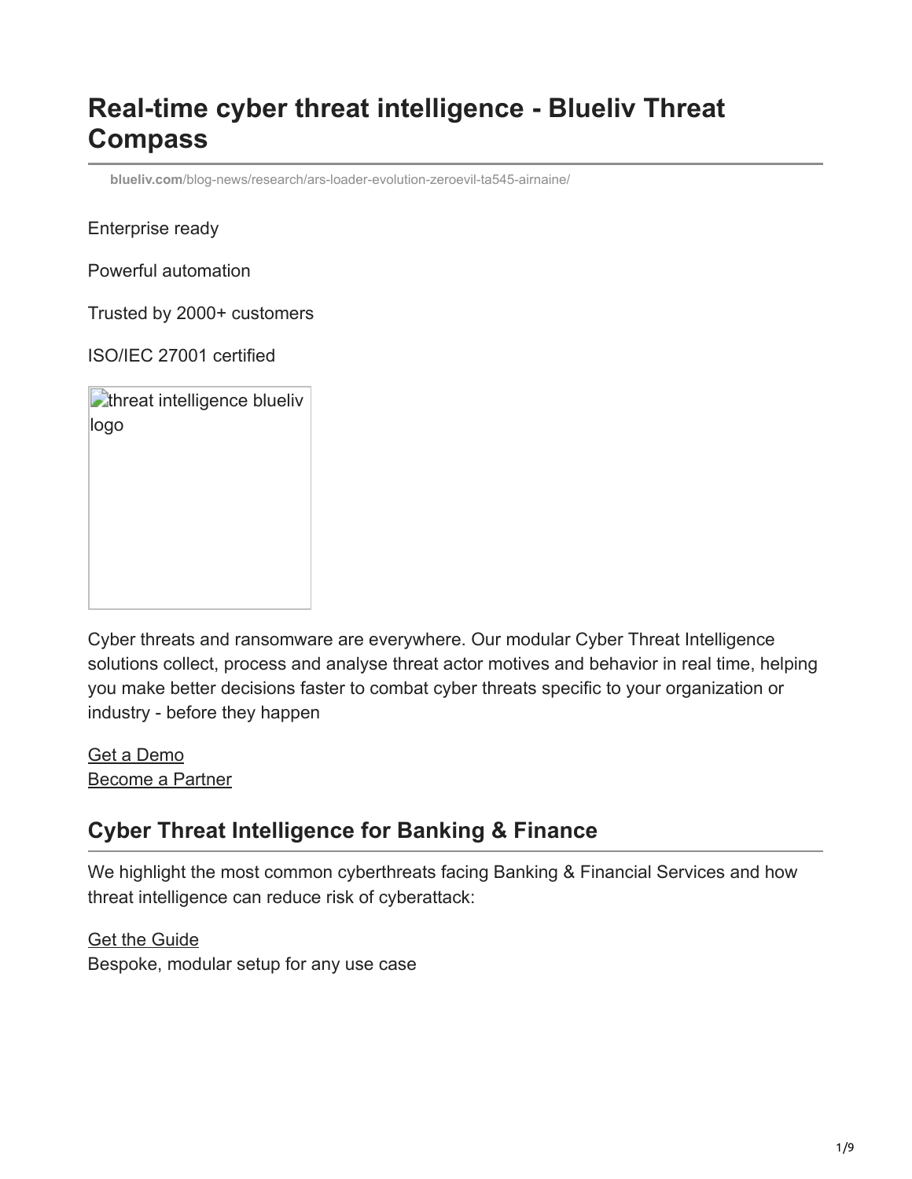# Real-time cyber threat intelligence - Blueliv Threat Compass

blueliv.com/blog-news/research/ars-loader-evolution-zeroevil-ta545-airnaine/

Enterprise ready

Powerful automation

Trusted by 2000+ customers

ISO/IEC 27001 certified

threat intelligence blueliv logo

Cyber threats and ransomware are everywhere. Our modular Cyber Threat Intelligence solutions collect, process and analyse threat actor motives and behavior in real time, helping you make better decisions faster to combat cyber threats specific to your organization or industry - before they happen

Get a Demo
Become a Partner

## Cyber Threat Intelligence for Banking & Finance

We highlight the most common cyberthreats facing Banking & Financial Services and how threat intelligence can reduce risk of cyberattack:

Get the Guide
Bespoke, modular setup for any use case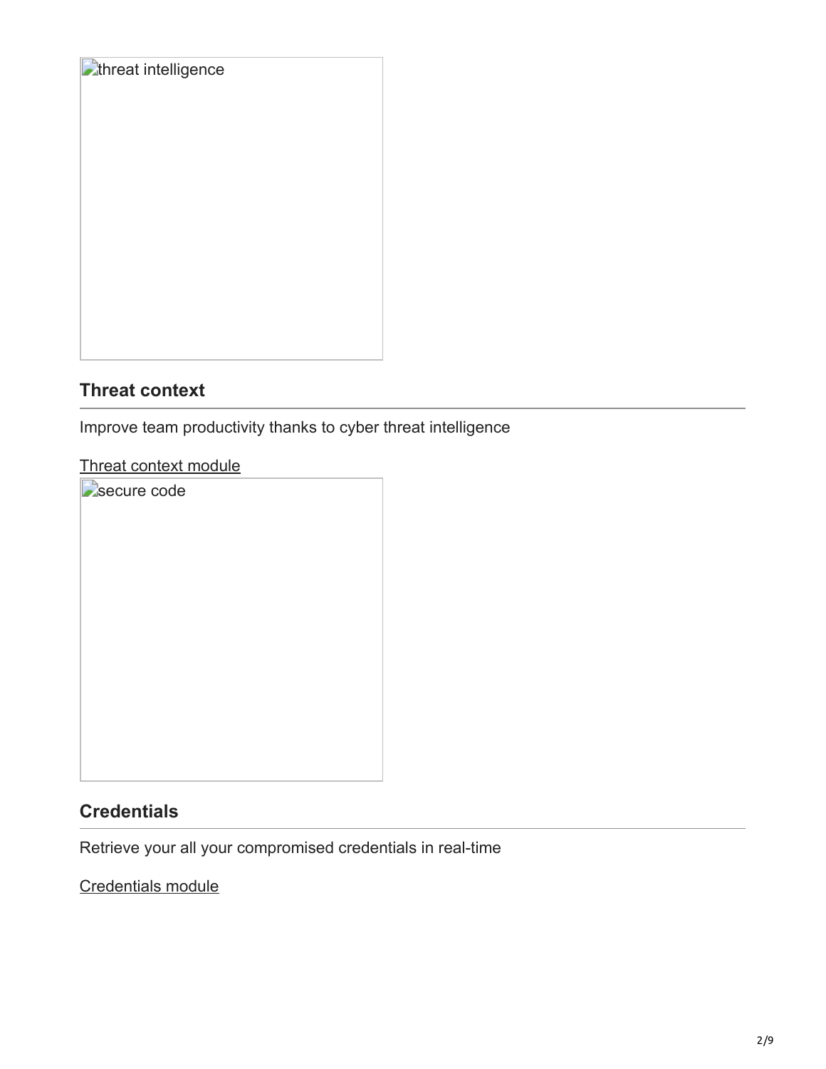threat intelligence

## Threat context

Improve team productivity thanks to cyber threat intelligence

Threat context module

secure code

## Credentials

Retrieve your all your compromised credentials in real-time

Credentials module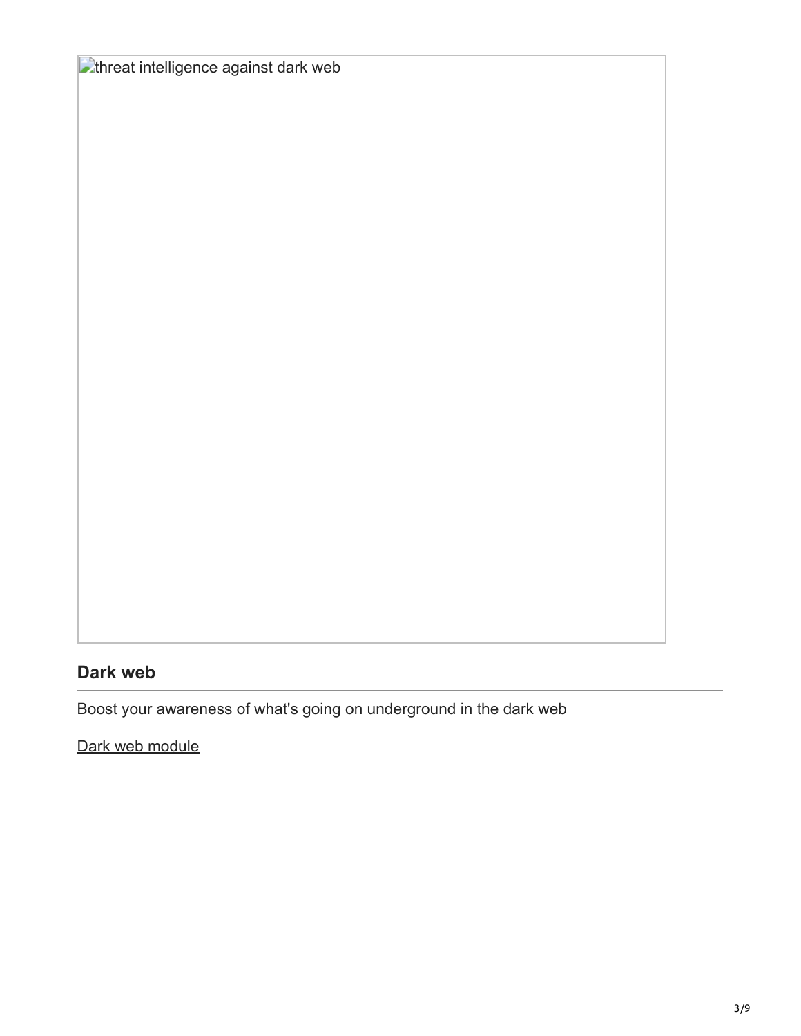threat intelligence against dark web

## Dark web

Boost your awareness of what's going on underground in the dark web

Dark web module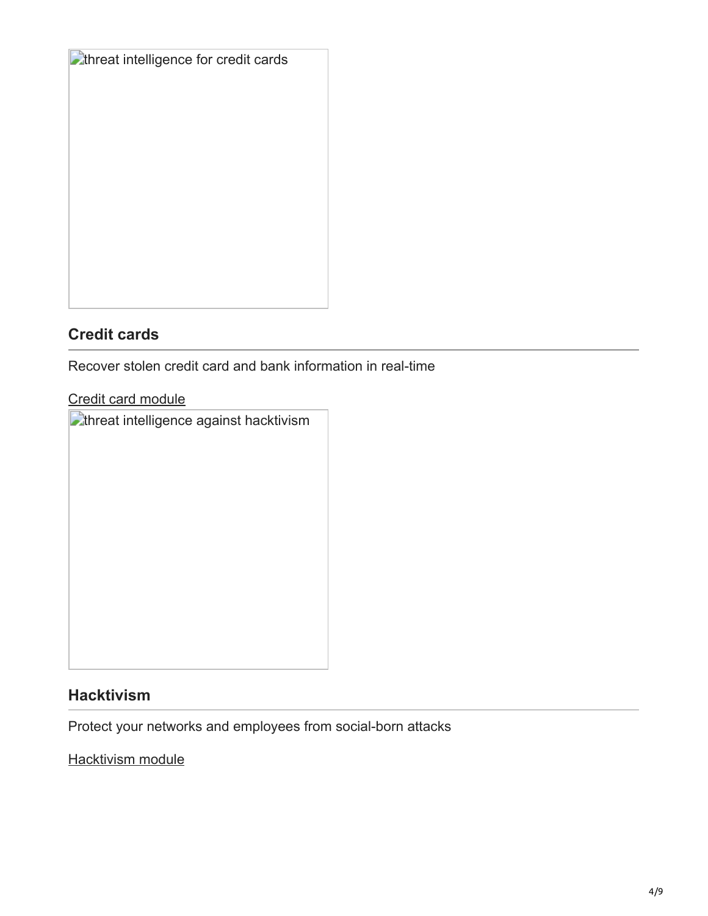threat intelligence for credit cards

## Credit cards

Recover stolen credit card and bank information in real-time

Credit card module

threat intelligence against hacktivism

## Hacktivism

Protect your networks and employees from social-born attacks

Hacktivism module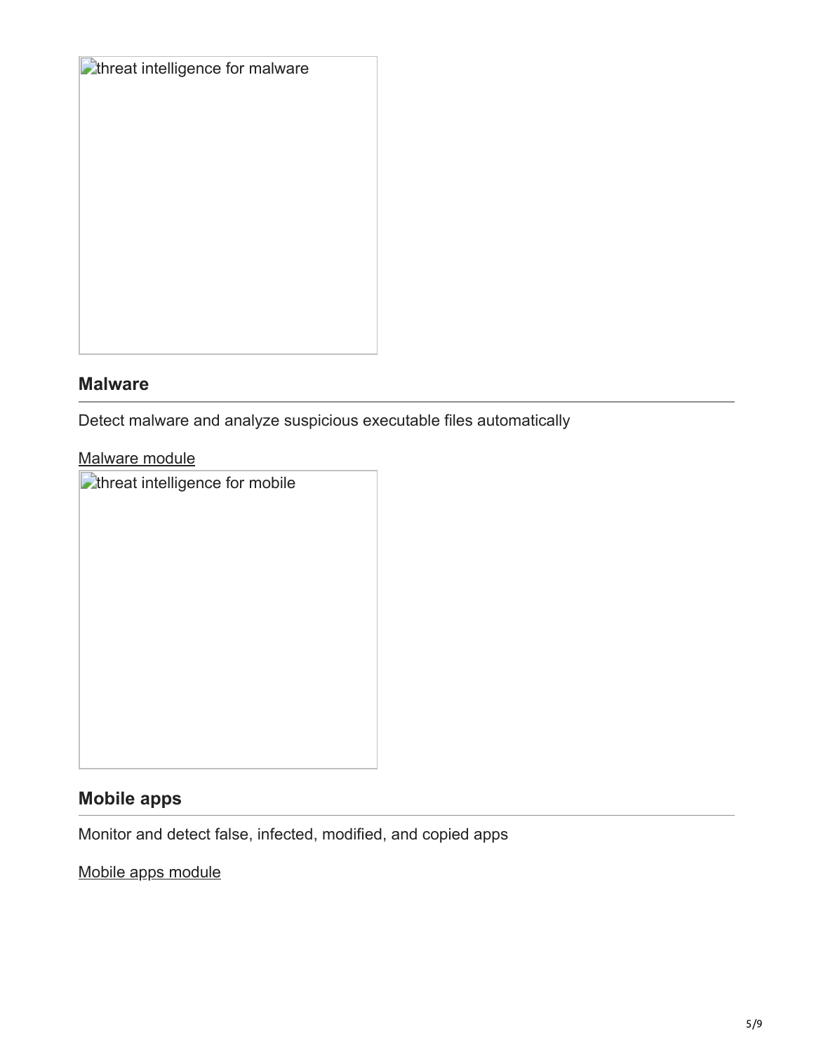threat intelligence for malware

## Malware

Detect malware and analyze suspicious executable files automatically

Malware module

threat intelligence for mobile

## Mobile apps

Monitor and detect false, infected, modified, and copied apps

Mobile apps module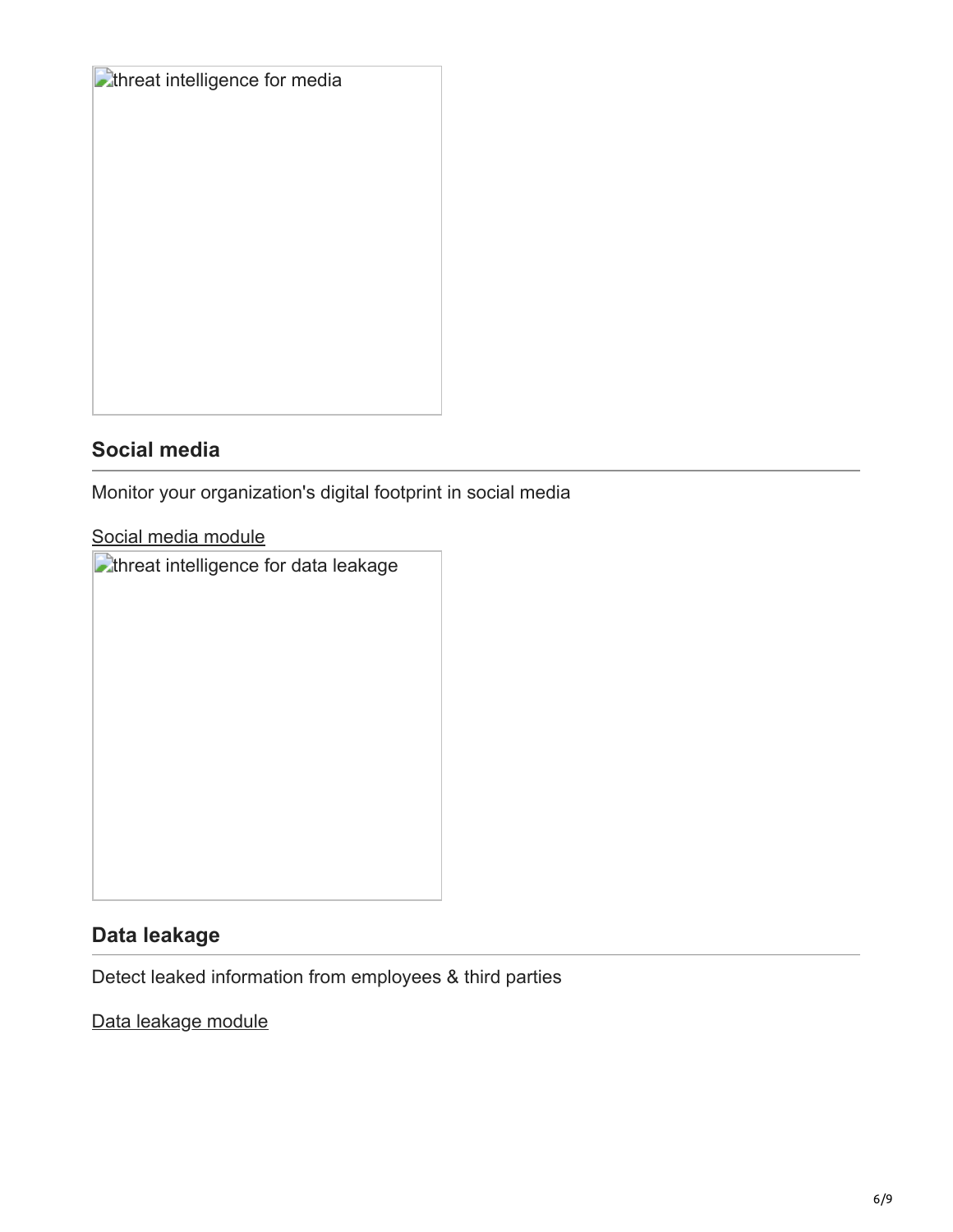threat intelligence for media

## Social media

Monitor your organization's digital footprint in social media

Social media module

threat intelligence for data leakage

## Data leakage

Detect leaked information from employees & third parties

Data leakage module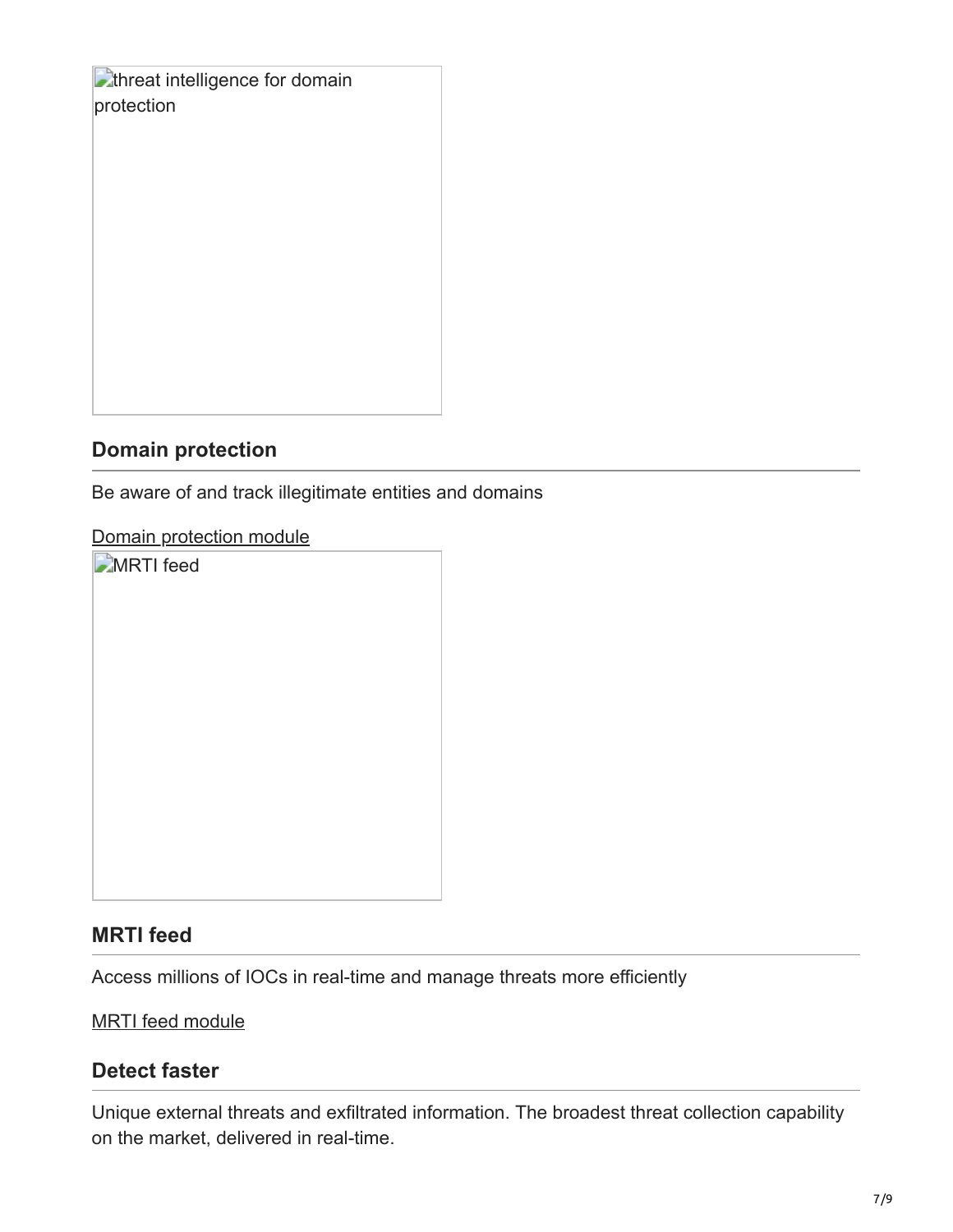threat intelligence for domain protection

## Domain protection

Be aware of and track illegitimate entities and domains

Domain protection module

MRTI feed

## MRTI feed

Access millions of IOCs in real-time and manage threats more efficiently

MRTI feed module

## Detect faster

Unique external threats and exfiltrated information. The broadest threat collection capability on the market, delivered in real-time.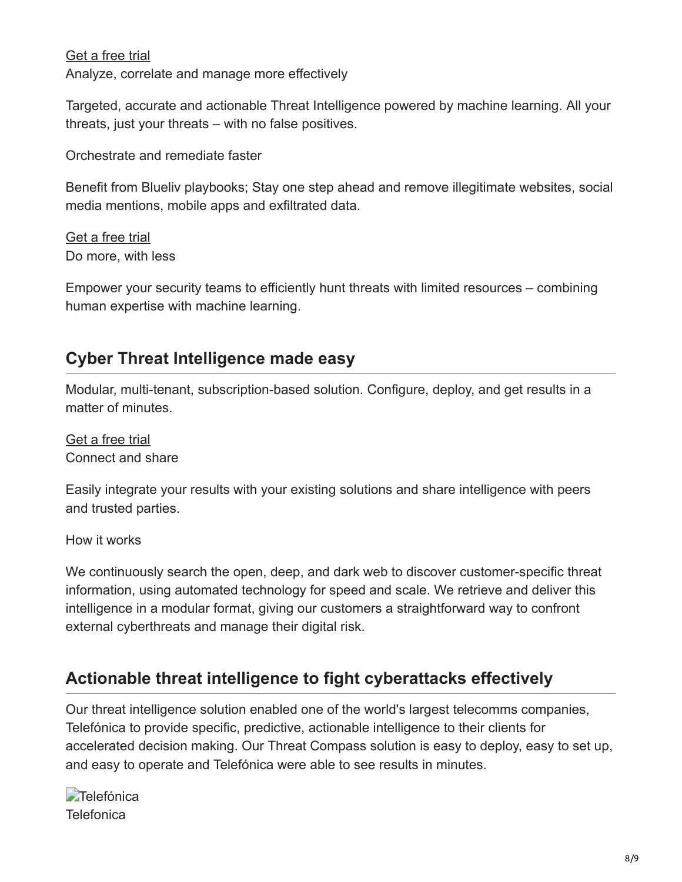Get a free trial
Analyze, correlate and manage more effectively

Targeted, accurate and actionable Threat Intelligence powered by machine learning. All your threats, just your threats – with no false positives.

Orchestrate and remediate faster

Benefit from Blueliv playbooks; Stay one step ahead and remove illegitimate websites, social media mentions, mobile apps and exfiltrated data.

Get a free trial
Do more, with less

Empower your security teams to efficiently hunt threats with limited resources – combining human expertise with machine learning.

## Cyber Threat Intelligence made easy

Modular, multi-tenant, subscription-based solution. Configure, deploy, and get results in a matter of minutes.

Get a free trial
Connect and share

Easily integrate your results with your existing solutions and share intelligence with peers and trusted parties.

How it works

We continuously search the open, deep, and dark web to discover customer-specific threat information, using automated technology for speed and scale. We retrieve and deliver this intelligence in a modular format, giving our customers a straightforward way to confront external cyberthreats and manage their digital risk.

## Actionable threat intelligence to fight cyberattacks effectively

Our threat intelligence solution enabled one of the world's largest telecomms companies, Telefónica to provide specific, predictive, actionable intelligence to their clients for accelerated decision making. Our Threat Compass solution is easy to deploy, easy to set up, and easy to operate and Telefónica were able to see results in minutes.

Telefónica
Telefonica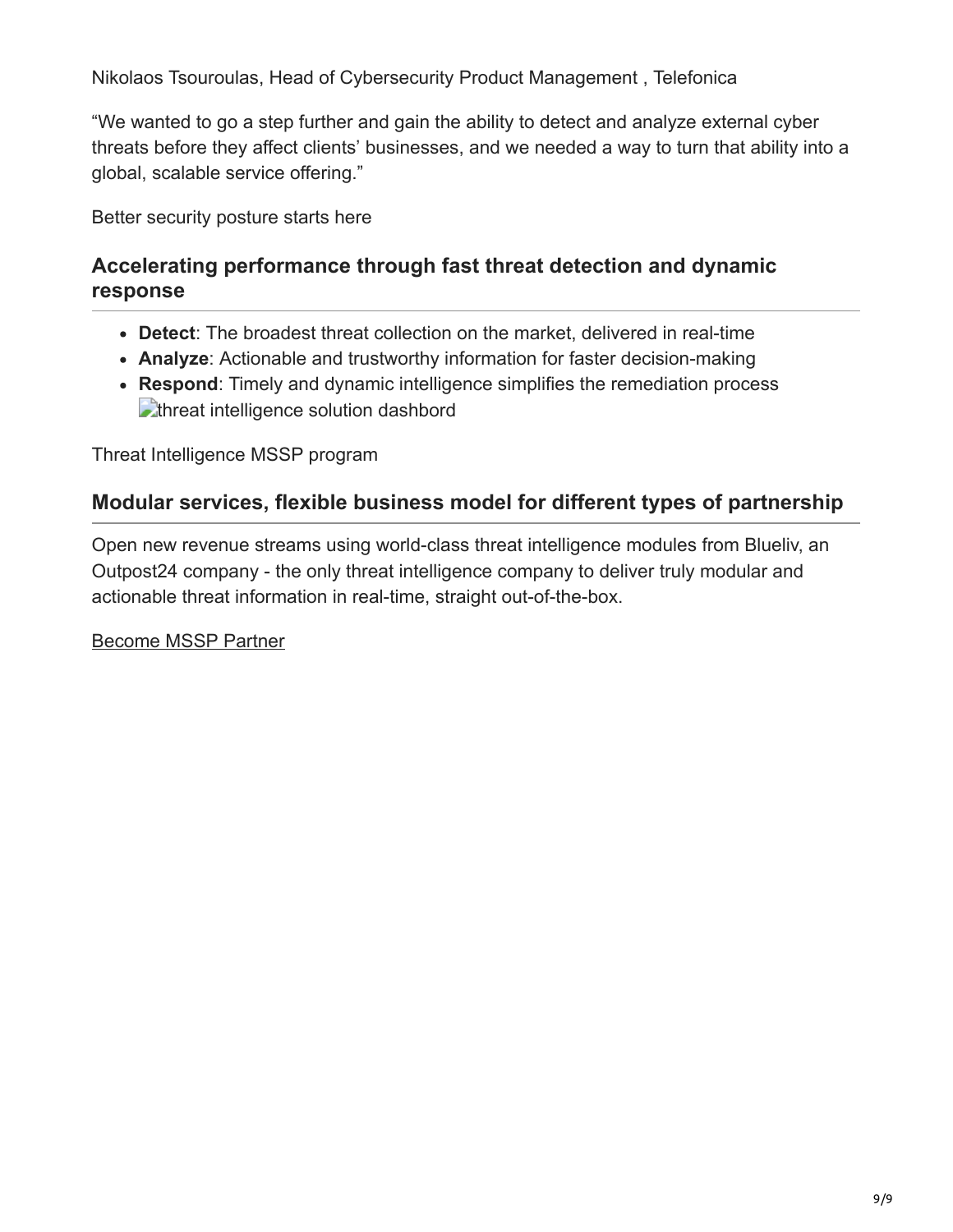Nikolaos Tsouroulas, Head of Cybersecurity Product Management , Telefonica

“We wanted to go a step further and gain the ability to detect and analyze external cyber threats before they affect clients’ businesses, and we needed a way to turn that ability into a global, scalable service offering.”

Better security posture starts here

## Accelerating performance through fast threat detection and dynamic response

- **Detect**: The broadest threat collection on the market, delivered in real-time
- **Analyze**: Actionable and trustworthy information for faster decision-making
- **Respond**: Timely and dynamic intelligence simplifies the remediation process
  threat intelligence solution dashbord

Threat Intelligence MSSP program

## Modular services, flexible business model for different types of partnership

Open new revenue streams using world-class threat intelligence modules from Blueliv, an Outpost24 company - the only threat intelligence company to deliver truly modular and actionable threat information in real-time, straight out-of-the-box.

Become MSSP Partner